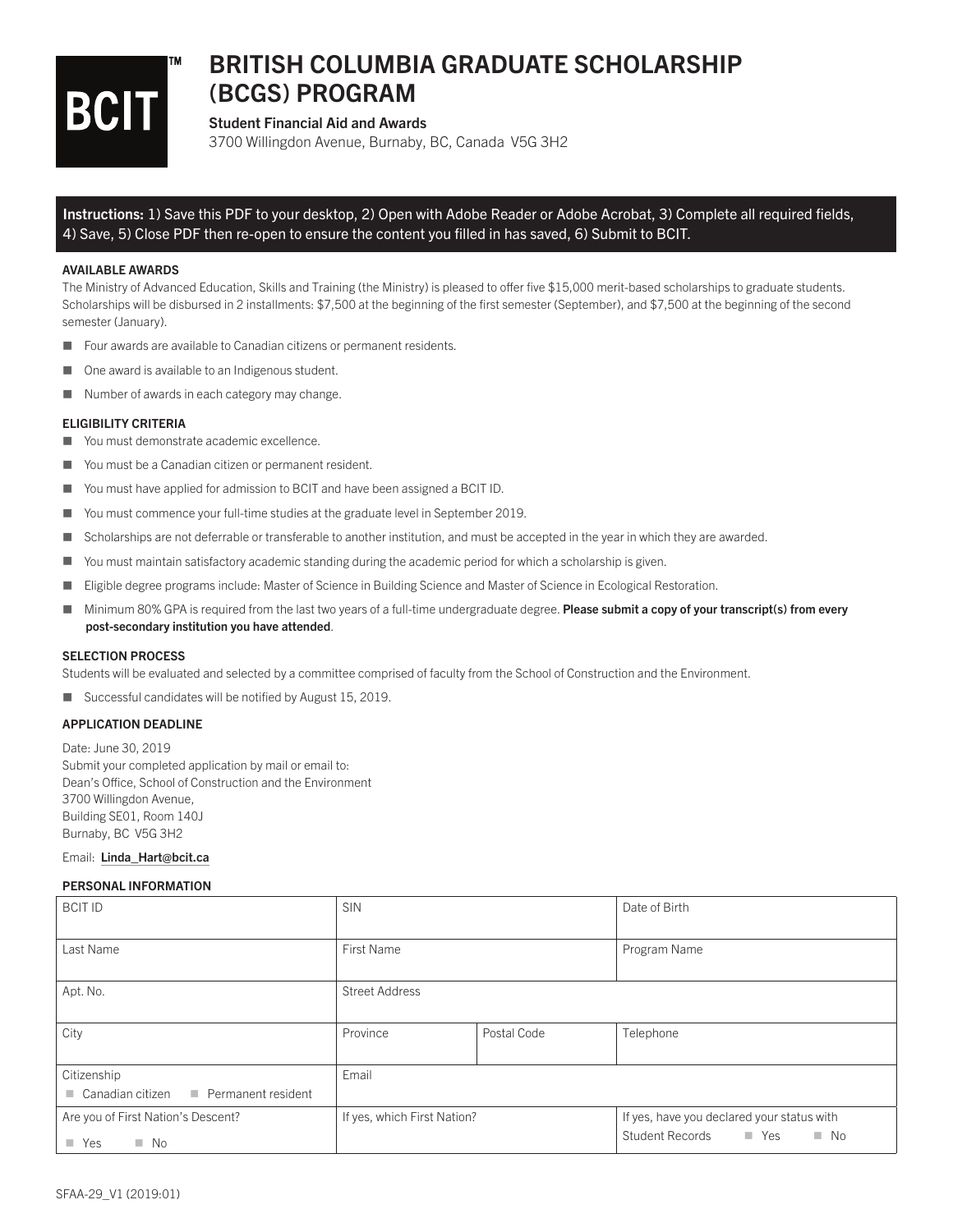BCIT™

# BRITISH COLUMBIA GRADUATE SCHOLARSHIP (BCGS) PROGRAM

**Student Financial Aid and Awards**

3700 Willingdon Avenue, Burnaby, BC, Canada V5G 3H2

**Instructions:** 1) Save this PDF to your desktop, 2) Open with Adobe Reader or Adobe Acrobat, 3) Complete all required fields, 4) Save, 5) Close PDF then re-open to ensure the content you filled in has saved, 6) Submit to BCIT.

### AVAILABLE AWARDS

The Ministry of Advanced Education, Skills and Training (the Ministry) is pleased to offer five $15,000 merit-based scholarships to graduate students. Scholarships will be disbursed in 2 installments: $7,500 at the beginning of the first semester (September), and $7,500 at the beginning of the second semester (January).

- Four awards are available to Canadian citizens or permanent residents.
- One award is available to an Indigenous student.
- Number of awards in each category may change.

### ELIGIBILITY CRITERIA

- You must demonstrate academic excellence.
- You must be a Canadian citizen or permanent resident.
- You must have applied for admission to BCIT and have been assigned a BCIT ID.
- You must commence your full-time studies at the graduate level in September 2019.
- Scholarships are not deferrable or transferable to another institution, and must be accepted in the year in which they are awarded.
- You must maintain satisfactory academic standing during the academic period for which a scholarship is given.
- Eligible degree programs include: Master of Science in Building Science and Master of Science in Ecological Restoration.
- Minimum 80% GPA is required from the last two years of a full-time undergraduate degree. **Please submit a copy of your transcript(s) from every post-secondary institution you have attended**.

### SELECTION PROCESS

Students will be evaluated and selected by a committee comprised of faculty from the School of Construction and the Environment.

- Successful candidates will be notified by August 15, 2019.

### APPLICATION DEADLINE

Date: June 30, 2019
Submit your completed application by mail or email to:
Dean's Office, School of Construction and the Environment
3700 Willingdon Avenue,
Building SE01, Room 140J
Burnaby, BC V5G 3H2

Email: **Linda_Hart@bcit.ca**

### PERSONAL INFORMATION

| BCIT ID | SIN | | Date of Birth |
|---|---|---|---|
| Last Name | First Name | | Program Name |
| Apt. No. | Street Address | | |
| City | Province | Postal Code | Telephone |
| Citizenship ☐ Canadian citizen ☐ Permanent resident | Email | | |
| Are you of First Nation's Descent? ☐ Yes ☐ No | If yes, which First Nation? | | If yes, have you declared your status with Student Records ☐ Yes ☐ No |

SFAA-29_V1 (2019:01)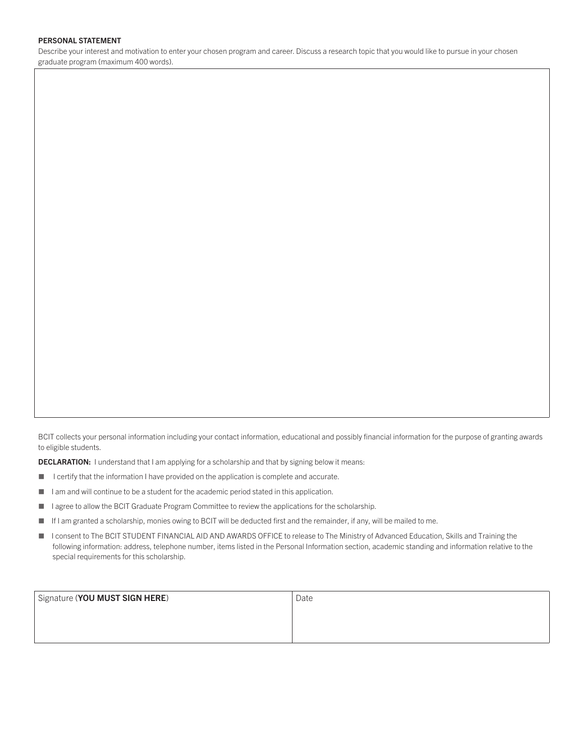**PERSONAL STATEMENT**

Describe your interest and motivation to enter your chosen program and career. Discuss a research topic that you would like to pursue in your chosen graduate program (maximum 400 words).

BCIT collects your personal information including your contact information, educational and possibly financial information for the purpose of granting awards to eligible students.

**DECLARATION:** I understand that I am applying for a scholarship and that by signing below it means:

- I certify that the information I have provided on the application is complete and accurate.
- I am and will continue to be a student for the academic period stated in this application.
- I agree to allow the BCIT Graduate Program Committee to review the applications for the scholarship.
- If I am granted a scholarship, monies owing to BCIT will be deducted first and the remainder, if any, will be mailed to me.
- I consent to The BCIT STUDENT FINANCIAL AID AND AWARDS OFFICE to release to The Ministry of Advanced Education, Skills and Training the following information: address, telephone number, items listed in the Personal Information section, academic standing and information relative to the special requirements for this scholarship.

| Signature (**YOU MUST SIGN HERE**) | Date |
| --- | --- |
| | |